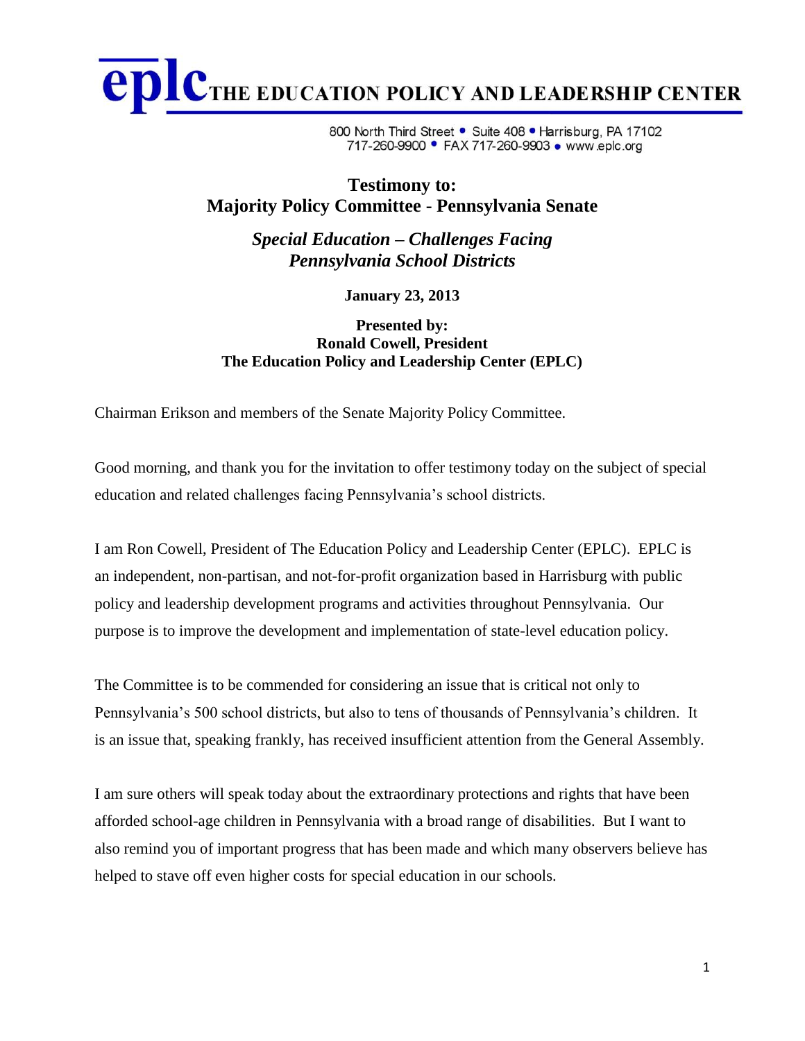# eplc THE EDUCATION POLICY AND LEADERSHIP CENTER

800 North Third Street • Suite 408 • Harrisburg, PA 17102
717-260-9900 • FAX 717-260-9903 • www.eplc.org

## Testimony to:
## Majority Policy Committee - Pennsylvania Senate

### *Special Education – Challenges Facing Pennsylvania School Districts*

**January 23, 2013**

**Presented by:**
**Ronald Cowell, President**
**The Education Policy and Leadership Center (EPLC)**

Chairman Erikson and members of the Senate Majority Policy Committee.

Good morning, and thank you for the invitation to offer testimony today on the subject of special education and related challenges facing Pennsylvania's school districts.

I am Ron Cowell, President of The Education Policy and Leadership Center (EPLC). EPLC is an independent, non-partisan, and not-for-profit organization based in Harrisburg with public policy and leadership development programs and activities throughout Pennsylvania. Our purpose is to improve the development and implementation of state-level education policy.

The Committee is to be commended for considering an issue that is critical not only to Pennsylvania's 500 school districts, but also to tens of thousands of Pennsylvania's children. It is an issue that, speaking frankly, has received insufficient attention from the General Assembly.

I am sure others will speak today about the extraordinary protections and rights that have been afforded school-age children in Pennsylvania with a broad range of disabilities. But I want to also remind you of important progress that has been made and which many observers believe has helped to stave off even higher costs for special education in our schools.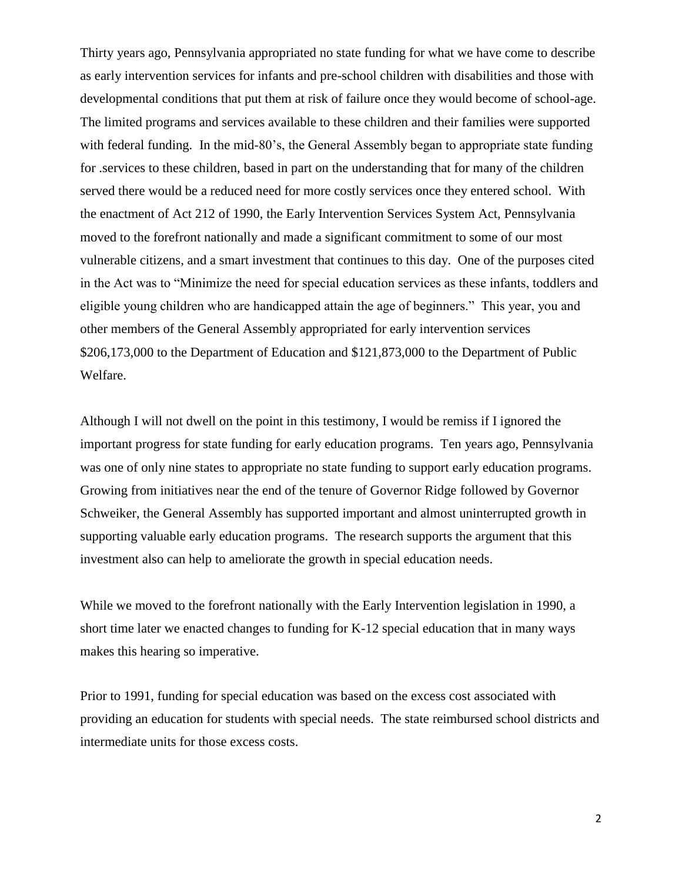Thirty years ago, Pennsylvania appropriated no state funding for what we have come to describe as early intervention services for infants and pre-school children with disabilities and those with developmental conditions that put them at risk of failure once they would become of school-age. The limited programs and services available to these children and their families were supported with federal funding. In the mid-80's, the General Assembly began to appropriate state funding for .services to these children, based in part on the understanding that for many of the children served there would be a reduced need for more costly services once they entered school. With the enactment of Act 212 of 1990, the Early Intervention Services System Act, Pennsylvania moved to the forefront nationally and made a significant commitment to some of our most vulnerable citizens, and a smart investment that continues to this day. One of the purposes cited in the Act was to "Minimize the need for special education services as these infants, toddlers and eligible young children who are handicapped attain the age of beginners." This year, you and other members of the General Assembly appropriated for early intervention services $206,173,000 to the Department of Education and $121,873,000 to the Department of Public Welfare.

Although I will not dwell on the point in this testimony, I would be remiss if I ignored the important progress for state funding for early education programs. Ten years ago, Pennsylvania was one of only nine states to appropriate no state funding to support early education programs. Growing from initiatives near the end of the tenure of Governor Ridge followed by Governor Schweiker, the General Assembly has supported important and almost uninterrupted growth in supporting valuable early education programs. The research supports the argument that this investment also can help to ameliorate the growth in special education needs.

While we moved to the forefront nationally with the Early Intervention legislation in 1990, a short time later we enacted changes to funding for K-12 special education that in many ways makes this hearing so imperative.

Prior to 1991, funding for special education was based on the excess cost associated with providing an education for students with special needs. The state reimbursed school districts and intermediate units for those excess costs.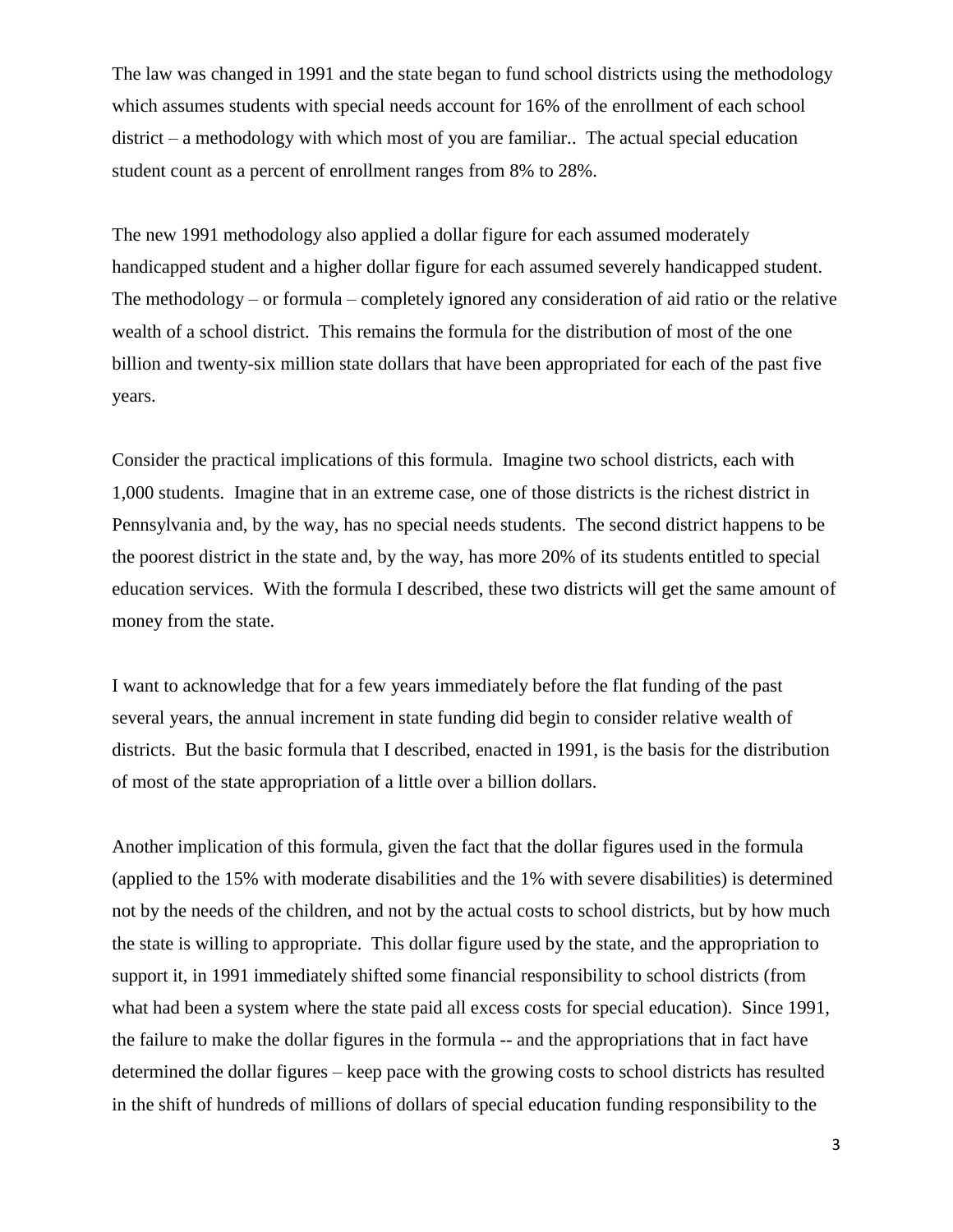The law was changed in 1991 and the state began to fund school districts using the methodology which assumes students with special needs account for 16% of the enrollment of each school district – a methodology with which most of you are familiar.. The actual special education student count as a percent of enrollment ranges from 8% to 28%.

The new 1991 methodology also applied a dollar figure for each assumed moderately handicapped student and a higher dollar figure for each assumed severely handicapped student. The methodology – or formula – completely ignored any consideration of aid ratio or the relative wealth of a school district. This remains the formula for the distribution of most of the one billion and twenty-six million state dollars that have been appropriated for each of the past five years.

Consider the practical implications of this formula. Imagine two school districts, each with 1,000 students. Imagine that in an extreme case, one of those districts is the richest district in Pennsylvania and, by the way, has no special needs students. The second district happens to be the poorest district in the state and, by the way, has more 20% of its students entitled to special education services. With the formula I described, these two districts will get the same amount of money from the state.

I want to acknowledge that for a few years immediately before the flat funding of the past several years, the annual increment in state funding did begin to consider relative wealth of districts. But the basic formula that I described, enacted in 1991, is the basis for the distribution of most of the state appropriation of a little over a billion dollars.

Another implication of this formula, given the fact that the dollar figures used in the formula (applied to the 15% with moderate disabilities and the 1% with severe disabilities) is determined not by the needs of the children, and not by the actual costs to school districts, but by how much the state is willing to appropriate. This dollar figure used by the state, and the appropriation to support it, in 1991 immediately shifted some financial responsibility to school districts (from what had been a system where the state paid all excess costs for special education). Since 1991, the failure to make the dollar figures in the formula -- and the appropriations that in fact have determined the dollar figures – keep pace with the growing costs to school districts has resulted in the shift of hundreds of millions of dollars of special education funding responsibility to the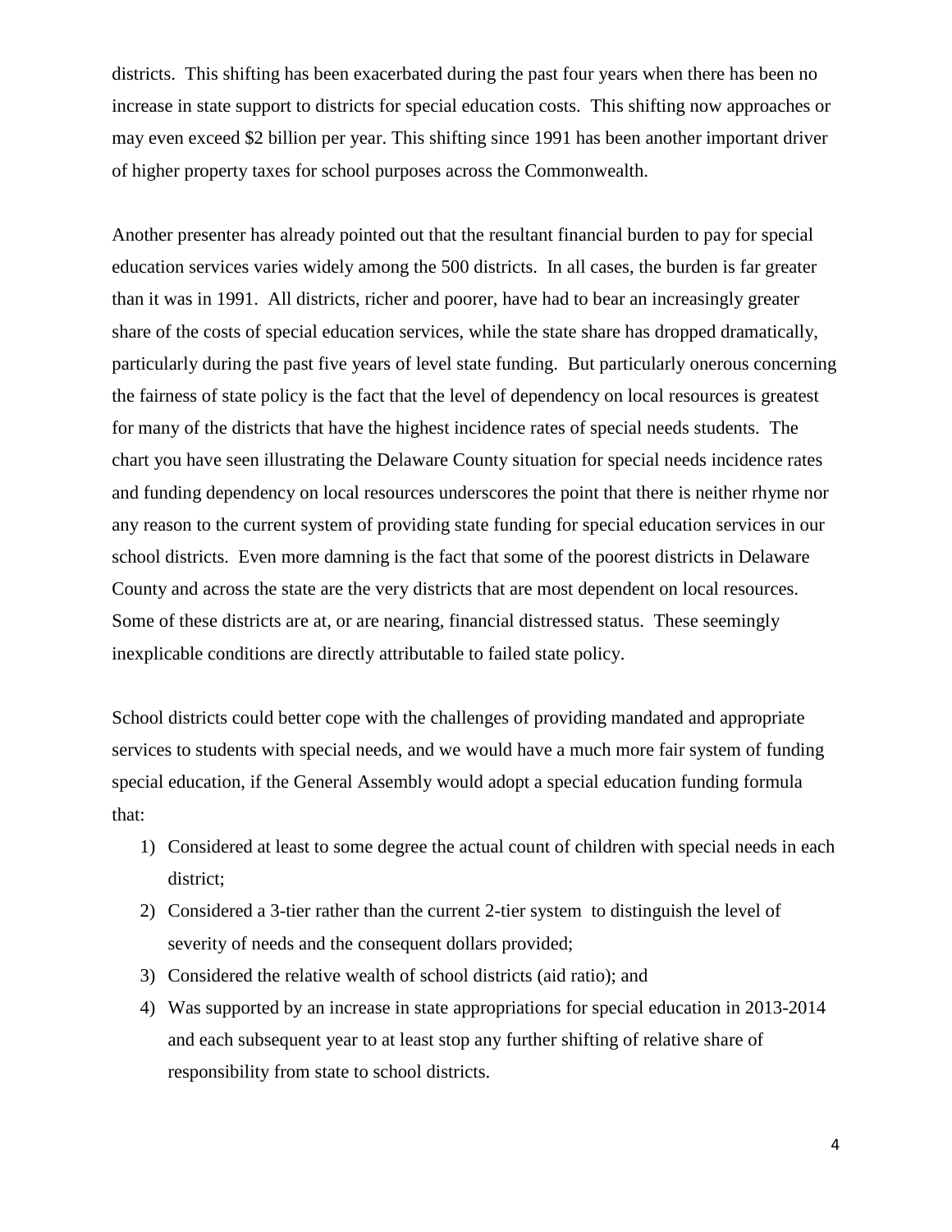districts. This shifting has been exacerbated during the past four years when there has been no increase in state support to districts for special education costs. This shifting now approaches or may even exceed $2 billion per year. This shifting since 1991 has been another important driver of higher property taxes for school purposes across the Commonwealth.

Another presenter has already pointed out that the resultant financial burden to pay for special education services varies widely among the 500 districts. In all cases, the burden is far greater than it was in 1991. All districts, richer and poorer, have had to bear an increasingly greater share of the costs of special education services, while the state share has dropped dramatically, particularly during the past five years of level state funding. But particularly onerous concerning the fairness of state policy is the fact that the level of dependency on local resources is greatest for many of the districts that have the highest incidence rates of special needs students. The chart you have seen illustrating the Delaware County situation for special needs incidence rates and funding dependency on local resources underscores the point that there is neither rhyme nor any reason to the current system of providing state funding for special education services in our school districts. Even more damning is the fact that some of the poorest districts in Delaware County and across the state are the very districts that are most dependent on local resources. Some of these districts are at, or are nearing, financial distressed status. These seemingly inexplicable conditions are directly attributable to failed state policy.

School districts could better cope with the challenges of providing mandated and appropriate services to students with special needs, and we would have a much more fair system of funding special education, if the General Assembly would adopt a special education funding formula that:

1) Considered at least to some degree the actual count of children with special needs in each district;
2) Considered a 3-tier rather than the current 2-tier system to distinguish the level of severity of needs and the consequent dollars provided;
3) Considered the relative wealth of school districts (aid ratio); and
4) Was supported by an increase in state appropriations for special education in 2013-2014 and each subsequent year to at least stop any further shifting of relative share of responsibility from state to school districts.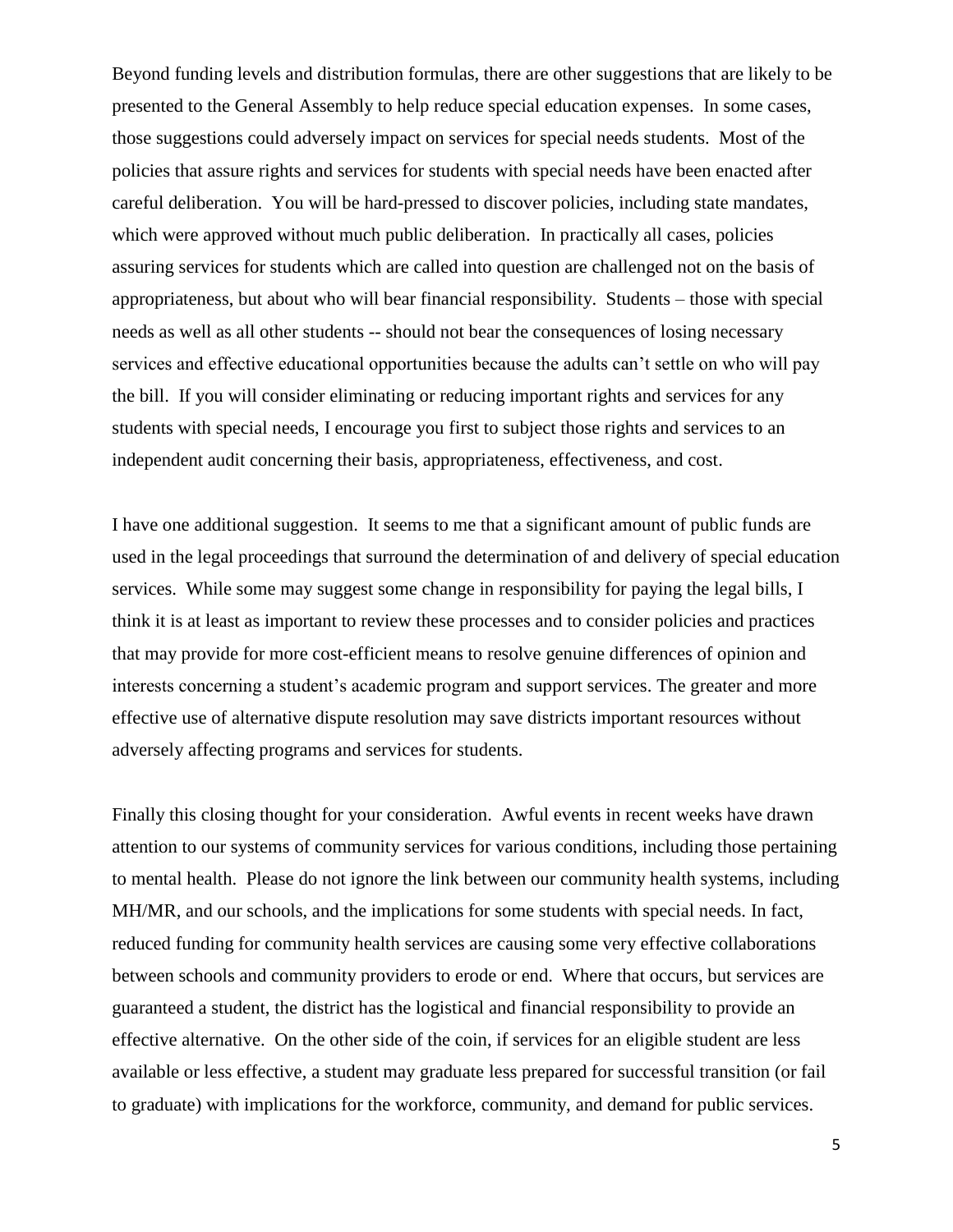Beyond funding levels and distribution formulas, there are other suggestions that are likely to be presented to the General Assembly to help reduce special education expenses. In some cases, those suggestions could adversely impact on services for special needs students. Most of the policies that assure rights and services for students with special needs have been enacted after careful deliberation. You will be hard-pressed to discover policies, including state mandates, which were approved without much public deliberation. In practically all cases, policies assuring services for students which are called into question are challenged not on the basis of appropriateness, but about who will bear financial responsibility. Students – those with special needs as well as all other students -- should not bear the consequences of losing necessary services and effective educational opportunities because the adults can't settle on who will pay the bill. If you will consider eliminating or reducing important rights and services for any students with special needs, I encourage you first to subject those rights and services to an independent audit concerning their basis, appropriateness, effectiveness, and cost.

I have one additional suggestion. It seems to me that a significant amount of public funds are used in the legal proceedings that surround the determination of and delivery of special education services. While some may suggest some change in responsibility for paying the legal bills, I think it is at least as important to review these processes and to consider policies and practices that may provide for more cost-efficient means to resolve genuine differences of opinion and interests concerning a student's academic program and support services. The greater and more effective use of alternative dispute resolution may save districts important resources without adversely affecting programs and services for students.

Finally this closing thought for your consideration. Awful events in recent weeks have drawn attention to our systems of community services for various conditions, including those pertaining to mental health. Please do not ignore the link between our community health systems, including MH/MR, and our schools, and the implications for some students with special needs. In fact, reduced funding for community health services are causing some very effective collaborations between schools and community providers to erode or end. Where that occurs, but services are guaranteed a student, the district has the logistical and financial responsibility to provide an effective alternative. On the other side of the coin, if services for an eligible student are less available or less effective, a student may graduate less prepared for successful transition (or fail to graduate) with implications for the workforce, community, and demand for public services.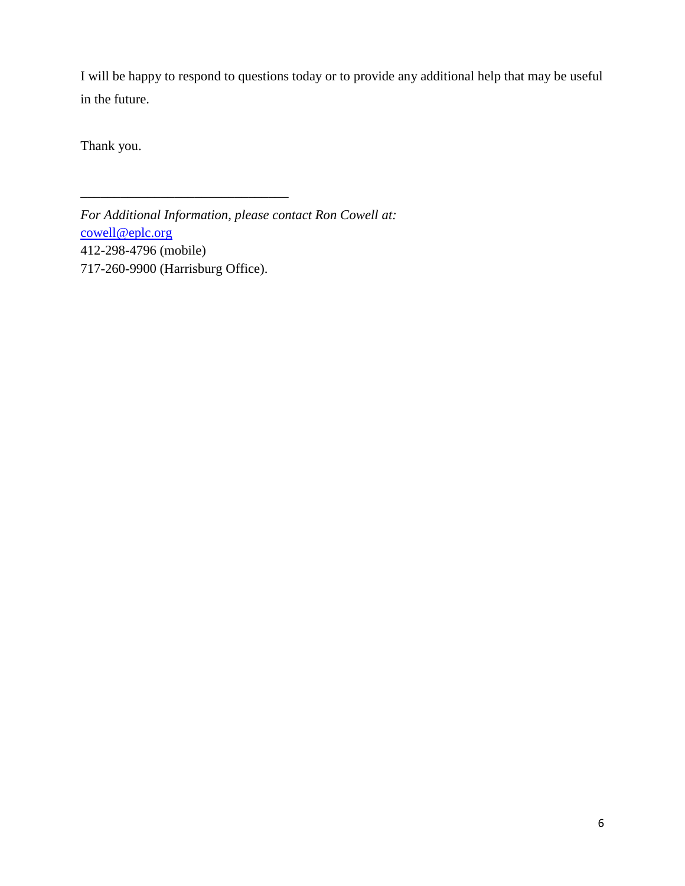I will be happy to respond to questions today or to provide any additional help that may be useful in the future.

Thank you.

---

*For Additional Information, please contact Ron Cowell at:*
[cowell@eplc.org](mailto:cowell@eplc.org)
412-298-4796 (mobile)
717-260-9900 (Harrisburg Office).